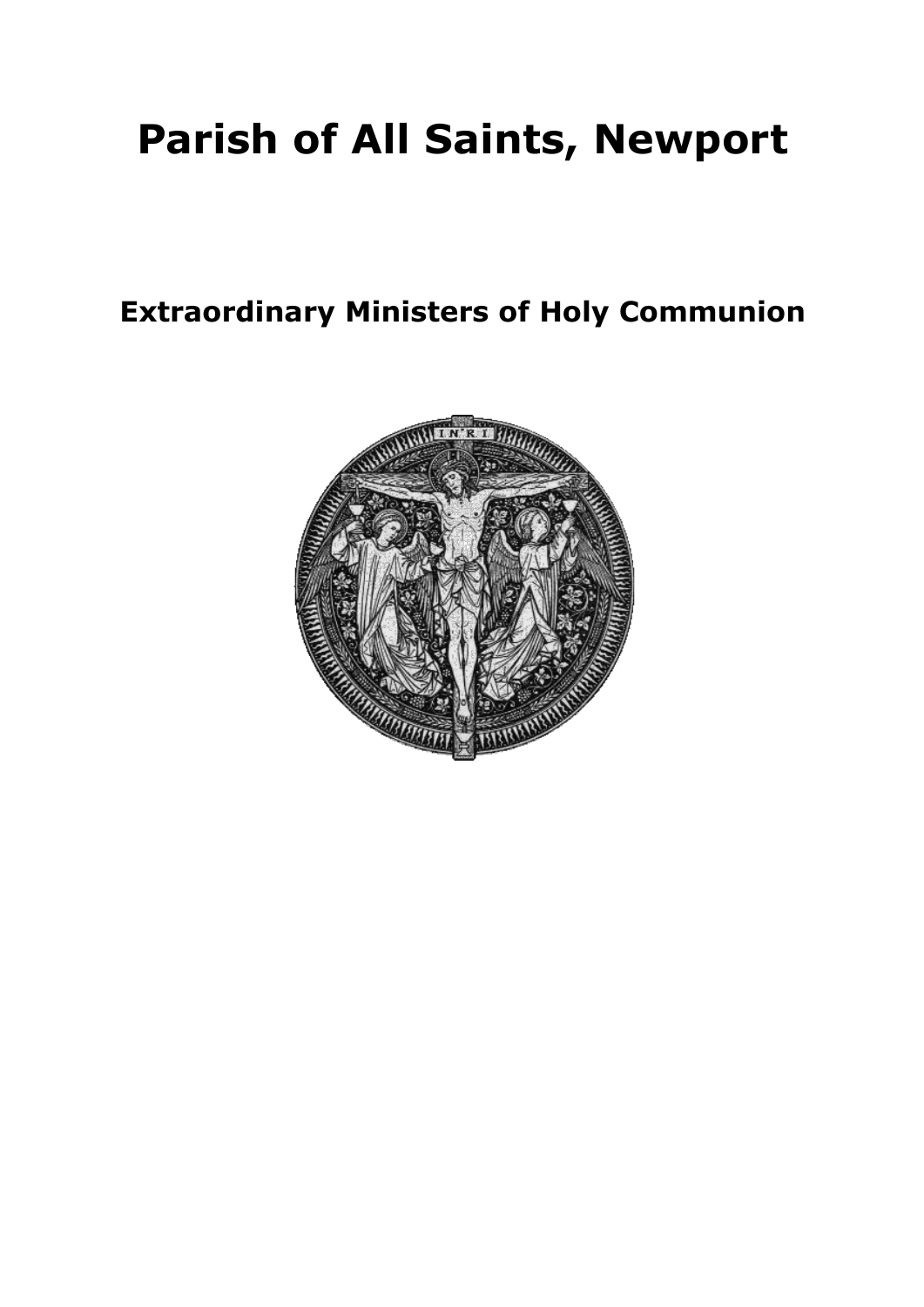# Parish of All Saints, Newport

## Extraordinary Ministers of Holy Communion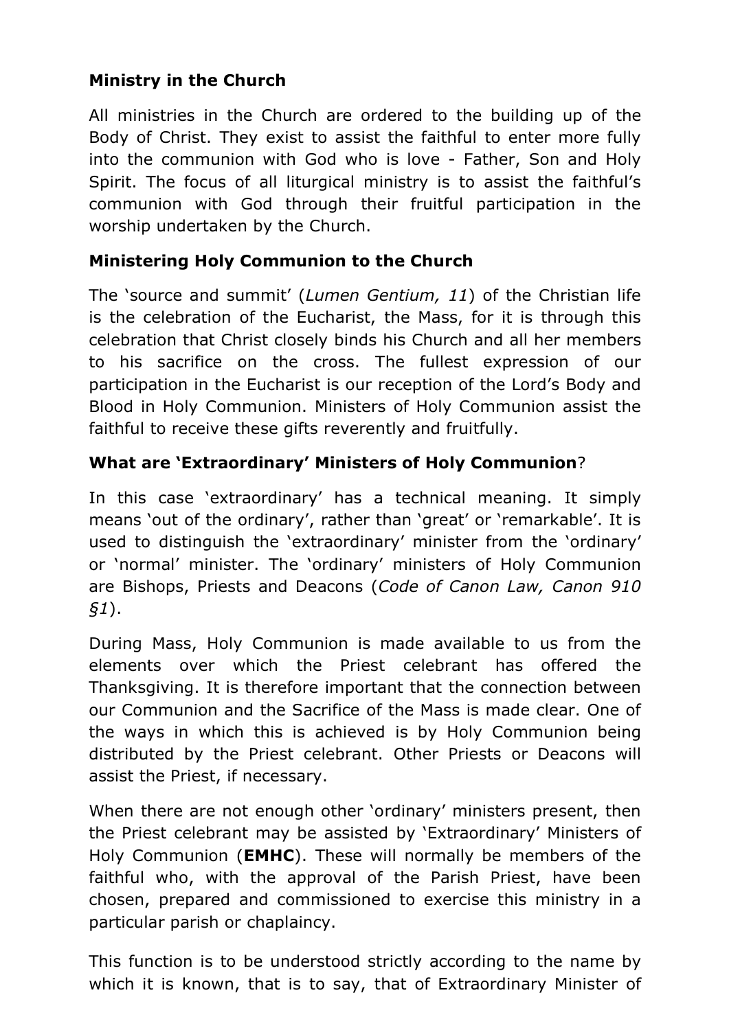## Ministry in the Church

All ministries in the Church are ordered to the building up of the Body of Christ. They exist to assist the faithful to enter more fully into the communion with God who is love - Father, Son and Holy Spirit. The focus of all liturgical ministry is to assist the faithful's communion with God through their fruitful participation in the worship undertaken by the Church.

## Ministering Holy Communion to the Church

The 'source and summit' (*Lumen Gentium, 11*) of the Christian life is the celebration of the Eucharist, the Mass, for it is through this celebration that Christ closely binds his Church and all her members to his sacrifice on the cross. The fullest expression of our participation in the Eucharist is our reception of the Lord's Body and Blood in Holy Communion. Ministers of Holy Communion assist the faithful to receive these gifts reverently and fruitfully.

## What are 'Extraordinary' Ministers of Holy Communion?

In this case 'extraordinary' has a technical meaning. It simply means 'out of the ordinary', rather than 'great' or 'remarkable'. It is used to distinguish the 'extraordinary' minister from the 'ordinary' or 'normal' minister. The 'ordinary' ministers of Holy Communion are Bishops, Priests and Deacons (*Code of Canon Law, Canon 910 §1*).

During Mass, Holy Communion is made available to us from the elements over which the Priest celebrant has offered the Thanksgiving. It is therefore important that the connection between our Communion and the Sacrifice of the Mass is made clear. One of the ways in which this is achieved is by Holy Communion being distributed by the Priest celebrant. Other Priests or Deacons will assist the Priest, if necessary.

When there are not enough other 'ordinary' ministers present, then the Priest celebrant may be assisted by 'Extraordinary' Ministers of Holy Communion (**EMHC**). These will normally be members of the faithful who, with the approval of the Parish Priest, have been chosen, prepared and commissioned to exercise this ministry in a particular parish or chaplaincy.

This function is to be understood strictly according to the name by which it is known, that is to say, that of Extraordinary Minister of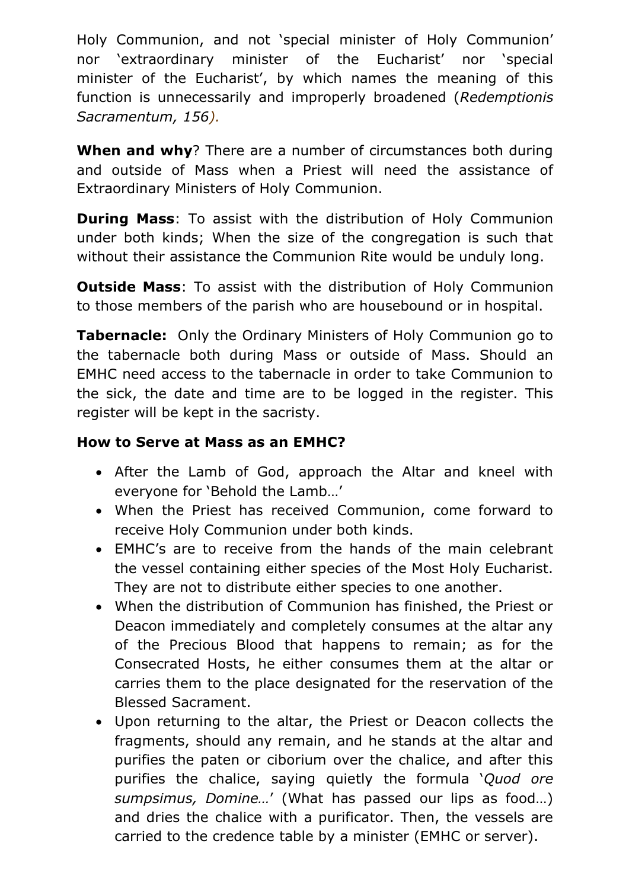Holy Communion, and not 'special minister of Holy Communion' nor 'extraordinary minister of the Eucharist' nor 'special minister of the Eucharist', by which names the meaning of this function is unnecessarily and improperly broadened (*Redemptionis Sacramentum, 156).*

**When and why**? There are a number of circumstances both during and outside of Mass when a Priest will need the assistance of Extraordinary Ministers of Holy Communion.

**During Mass**: To assist with the distribution of Holy Communion under both kinds; When the size of the congregation is such that without their assistance the Communion Rite would be unduly long.

**Outside Mass**: To assist with the distribution of Holy Communion to those members of the parish who are housebound or in hospital.

**Tabernacle:** Only the Ordinary Ministers of Holy Communion go to the tabernacle both during Mass or outside of Mass. Should an EMHC need access to the tabernacle in order to take Communion to the sick, the date and time are to be logged in the register. This register will be kept in the sacristy.

**How to Serve at Mass as an EMHC?**

- After the Lamb of God, approach the Altar and kneel with everyone for 'Behold the Lamb…'
- When the Priest has received Communion, come forward to receive Holy Communion under both kinds.
- EMHC's are to receive from the hands of the main celebrant the vessel containing either species of the Most Holy Eucharist. They are not to distribute either species to one another.
- When the distribution of Communion has finished, the Priest or Deacon immediately and completely consumes at the altar any of the Precious Blood that happens to remain; as for the Consecrated Hosts, he either consumes them at the altar or carries them to the place designated for the reservation of the Blessed Sacrament.
- Upon returning to the altar, the Priest or Deacon collects the fragments, should any remain, and he stands at the altar and purifies the paten or ciborium over the chalice, and after this purifies the chalice, saying quietly the formula '*Quod ore sumpsimus, Domine…*' (What has passed our lips as food…) and dries the chalice with a purificator. Then, the vessels are carried to the credence table by a minister (EMHC or server).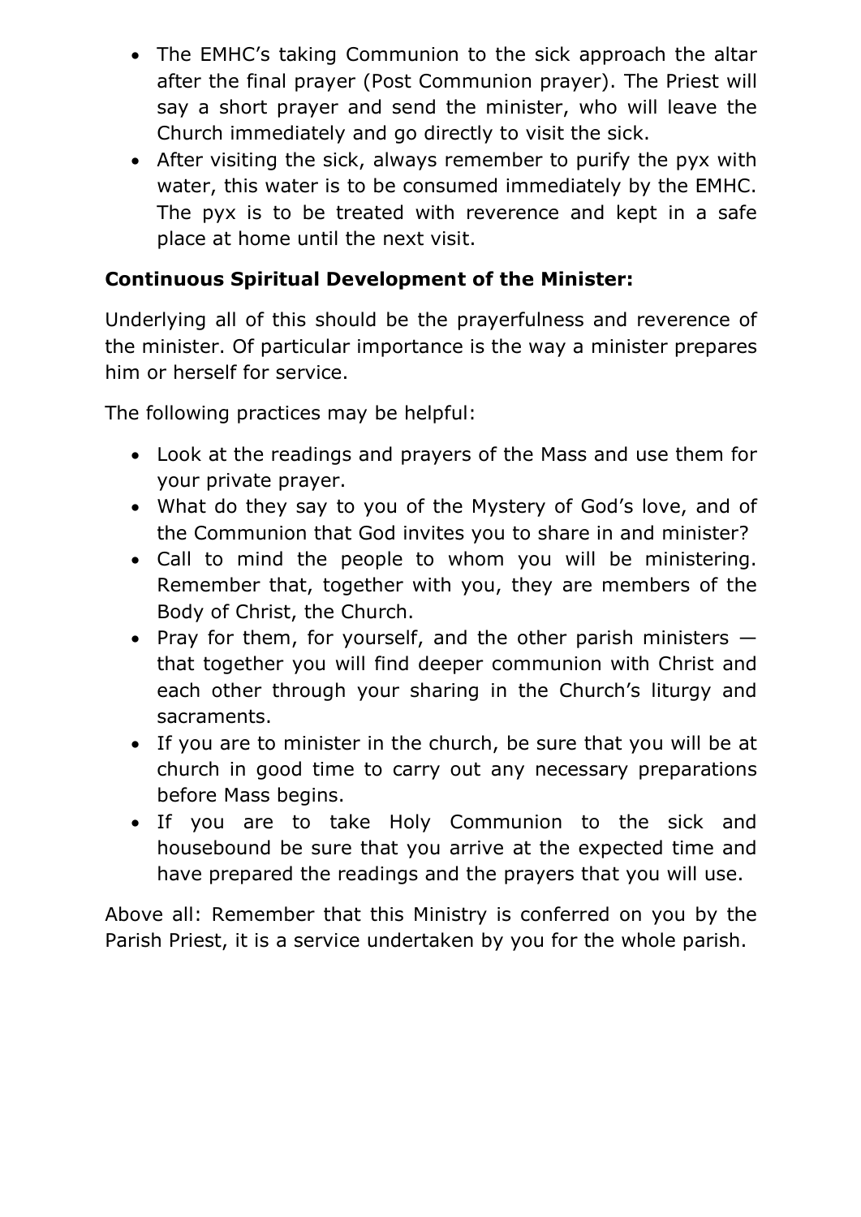- The EMHC's taking Communion to the sick approach the altar after the final prayer (Post Communion prayer). The Priest will say a short prayer and send the minister, who will leave the Church immediately and go directly to visit the sick.
- After visiting the sick, always remember to purify the pyx with water, this water is to be consumed immediately by the EMHC. The pyx is to be treated with reverence and kept in a safe place at home until the next visit.

**Continuous Spiritual Development of the Minister:**

Underlying all of this should be the prayerfulness and reverence of the minister. Of particular importance is the way a minister prepares him or herself for service.

The following practices may be helpful:

- Look at the readings and prayers of the Mass and use them for your private prayer.
- What do they say to you of the Mystery of God's love, and of the Communion that God invites you to share in and minister?
- Call to mind the people to whom you will be ministering. Remember that, together with you, they are members of the Body of Christ, the Church.
- Pray for them, for yourself, and the other parish ministers — that together you will find deeper communion with Christ and each other through your sharing in the Church's liturgy and sacraments.
- If you are to minister in the church, be sure that you will be at church in good time to carry out any necessary preparations before Mass begins.
- If you are to take Holy Communion to the sick and housebound be sure that you arrive at the expected time and have prepared the readings and the prayers that you will use.

Above all: Remember that this Ministry is conferred on you by the Parish Priest, it is a service undertaken by you for the whole parish.